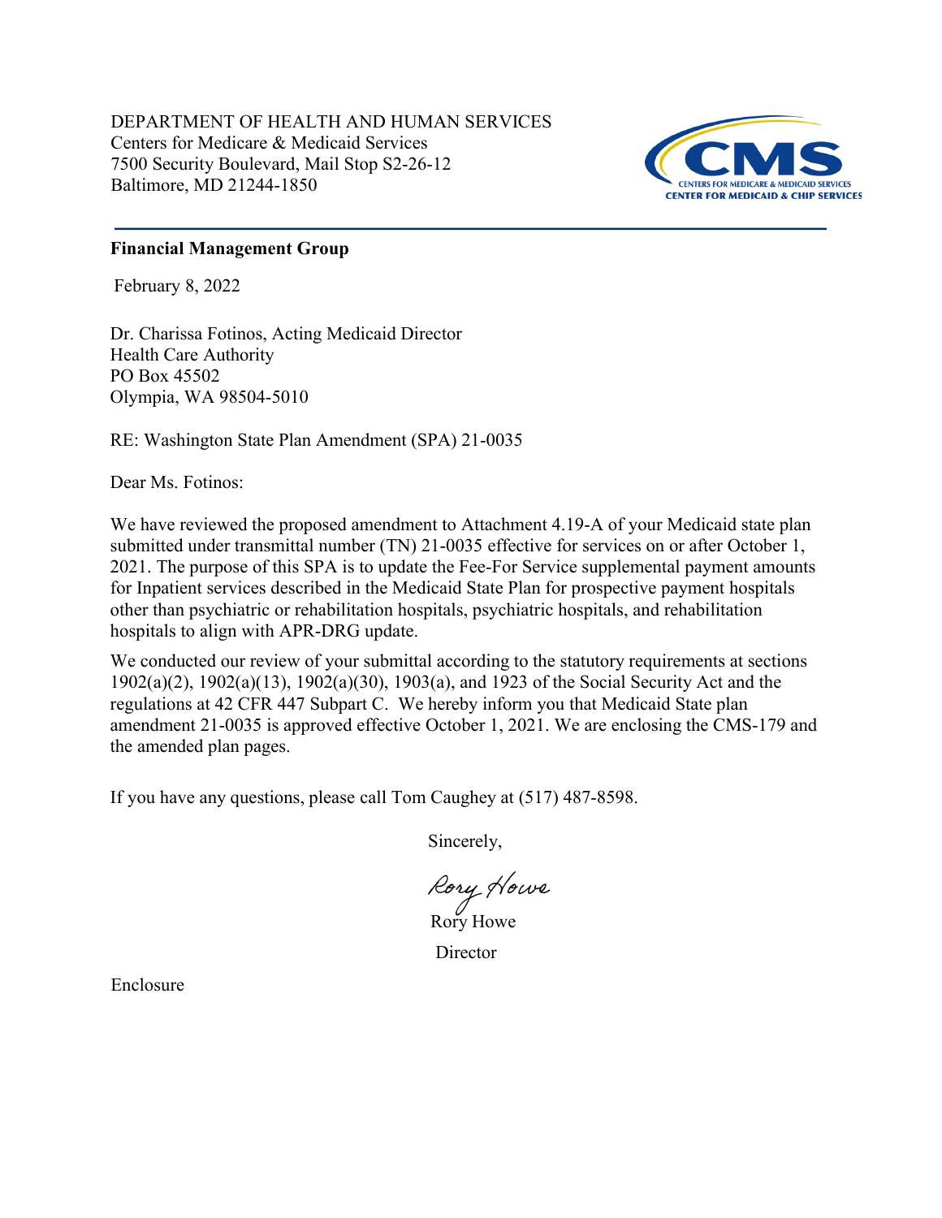DEPARTMENT OF HEALTH AND HUMAN SERVICES
Centers for Medicare & Medicaid Services
7500 Security Boulevard, Mail Stop S2-26-12
Baltimore, MD 21244-1850

**Financial Management Group**

February 8, 2022

Dr. Charissa Fotinos, Acting Medicaid Director
Health Care Authority
PO Box 45502
Olympia, WA 98504-5010

RE: Washington State Plan Amendment (SPA) 21-0035

Dear Ms. Fotinos:

We have reviewed the proposed amendment to Attachment 4.19-A of your Medicaid state plan submitted under transmittal number (TN) 21-0035 effective for services on or after October 1, 2021. The purpose of this SPA is to update the Fee-For Service supplemental payment amounts for Inpatient services described in the Medicaid State Plan for prospective payment hospitals other than psychiatric or rehabilitation hospitals, psychiatric hospitals, and rehabilitation hospitals to align with APR-DRG update.

We conducted our review of your submittal according to the statutory requirements at sections 1902(a)(2), 1902(a)(13), 1902(a)(30), 1903(a), and 1923 of the Social Security Act and the regulations at 42 CFR 447 Subpart C. We hereby inform you that Medicaid State plan amendment 21-0035 is approved effective October 1, 2021. We are enclosing the CMS-179 and the amended plan pages.

If you have any questions, please call Tom Caughey at (517) 487-8598.

Sincerely,

Rory Howe

Rory Howe
Director

Enclosure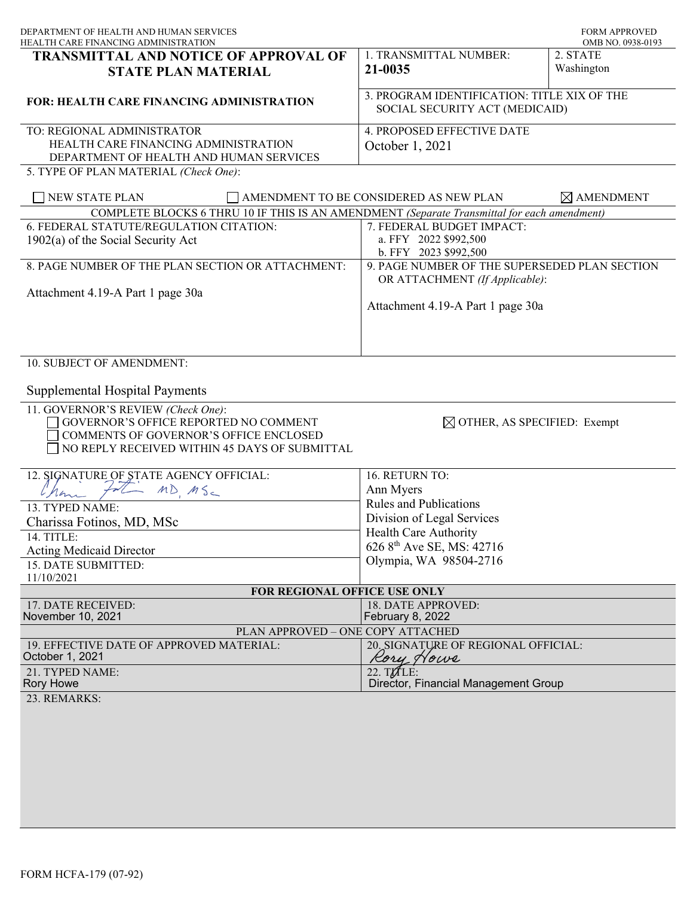DEPARTMENT OF HEALTH AND HUMAN SERVICES
HEALTH CARE FINANCING ADMINISTRATION

FORM APPROVED
OMB NO. 0938-0193

# TRANSMITTAL AND NOTICE OF APPROVAL OF STATE PLAN MATERIAL

**FOR: HEALTH CARE FINANCING ADMINISTRATION**

| | |
|---|---|
| 1. TRANSMITTAL NUMBER: **21-0035** | 2. STATE Washington |
| 3. PROGRAM IDENTIFICATION: TITLE XIX OF THE SOCIAL SECURITY ACT (MEDICAID) | |
| 4. PROPOSED EFFECTIVE DATE October 1, 2021 | |

TO: REGIONAL ADMINISTRATOR
HEALTH CARE FINANCING ADMINISTRATION
DEPARTMENT OF HEALTH AND HUMAN SERVICES

5. TYPE OF PLAN MATERIAL *(Check One)*:

☐ NEW STATE PLAN ☐ AMENDMENT TO BE CONSIDERED AS NEW PLAN ☒ AMENDMENT

COMPLETE BLOCKS 6 THRU 10 IF THIS IS AN AMENDMENT *(Separate Transmittal for each amendment)*

| | |
|---|---|
| 6. FEDERAL STATUTE/REGULATION CITATION: 1902(a) of the Social Security Act | 7. FEDERAL BUDGET IMPACT: a. FFY 2022 $992,500 b. FFY 2023 $992,500 |
| 8. PAGE NUMBER OF THE PLAN SECTION OR ATTACHMENT: Attachment 4.19-A Part 1 page 30a | 9. PAGE NUMBER OF THE SUPERSEDED PLAN SECTION OR ATTACHMENT *(If Applicable)*: Attachment 4.19-A Part 1 page 30a |

10. SUBJECT OF AMENDMENT:

Supplemental Hospital Payments

11. GOVERNOR'S REVIEW *(Check One)*:
☐ GOVERNOR'S OFFICE REPORTED NO COMMENT
☐ COMMENTS OF GOVERNOR'S OFFICE ENCLOSED
☐ NO REPLY RECEIVED WITHIN 45 DAYS OF SUBMITTAL
☒ OTHER, AS SPECIFIED: Exempt

| | |
|---|---|
| 12. SIGNATURE OF STATE AGENCY OFFICIAL: Charissa Fotinos MD, MSc | 16. RETURN TO: Ann Myers Rules and Publications Division of Legal Services Health Care Authority 626 8th Ave SE, MS: 42716 Olympia, WA 98504-2716 |
| 13. TYPED NAME: Charissa Fotinos, MD, MSc | |
| 14. TITLE: Acting Medicaid Director | |
| 15. DATE SUBMITTED: 11/10/2021 | |

**FOR REGIONAL OFFICE USE ONLY**

| | |
|---|---|
| 17. DATE RECEIVED: November 10, 2021 | 18. DATE APPROVED: February 8, 2022 |

PLAN APPROVED – ONE COPY ATTACHED

| | |
|---|---|
| 19. EFFECTIVE DATE OF APPROVED MATERIAL: October 1, 2021 | 20. SIGNATURE OF REGIONAL OFFICIAL: Rory Howe |
| 21. TYPED NAME: Rory Howe | 22. TITLE: Director, Financial Management Group |

23. REMARKS:

FORM HCFA-179 (07-92)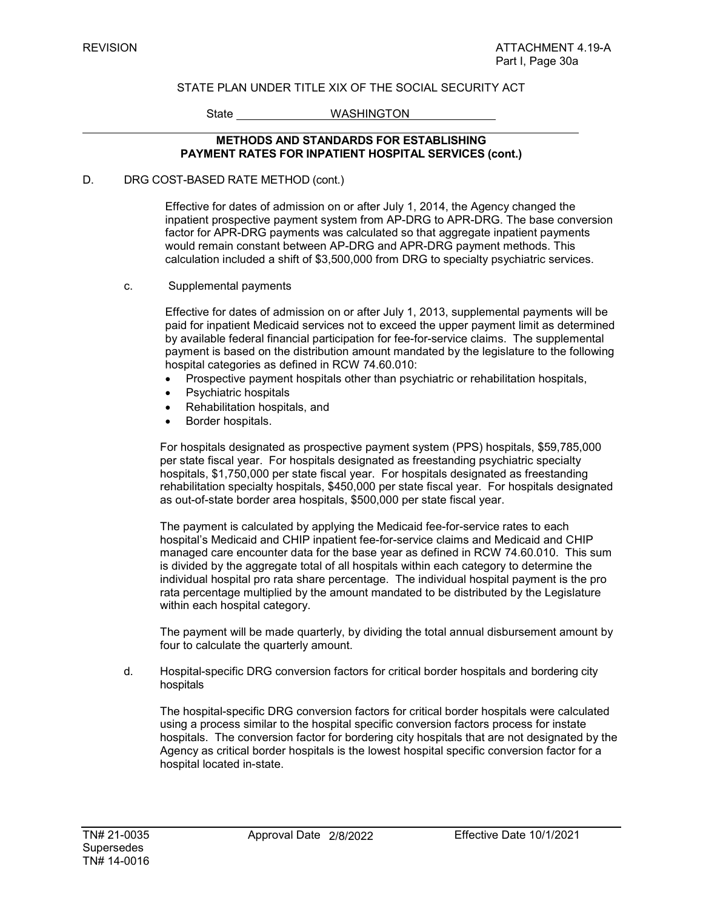STATE PLAN UNDER TITLE XIX OF THE SOCIAL SECURITY ACT

State WASHINGTON

**METHODS AND STANDARDS FOR ESTABLISHING PAYMENT RATES FOR INPATIENT HOSPITAL SERVICES (cont.)**

D. DRG COST-BASED RATE METHOD (cont.)

Effective for dates of admission on or after July 1, 2014, the Agency changed the inpatient prospective payment system from AP-DRG to APR-DRG. The base conversion factor for APR-DRG payments was calculated so that aggregate inpatient payments would remain constant between AP-DRG and APR-DRG payment methods. This calculation included a shift of $3,500,000 from DRG to specialty psychiatric services.

c. Supplemental payments

Effective for dates of admission on or after July 1, 2013, supplemental payments will be paid for inpatient Medicaid services not to exceed the upper payment limit as determined by available federal financial participation for fee-for-service claims. The supplemental payment is based on the distribution amount mandated by the legislature to the following hospital categories as defined in RCW 74.60.010:

- Prospective payment hospitals other than psychiatric or rehabilitation hospitals,
- Psychiatric hospitals
- Rehabilitation hospitals, and
- Border hospitals.

For hospitals designated as prospective payment system (PPS) hospitals, $59,785,000 per state fiscal year. For hospitals designated as freestanding psychiatric specialty hospitals, $1,750,000 per state fiscal year. For hospitals designated as freestanding rehabilitation specialty hospitals, $450,000 per state fiscal year. For hospitals designated as out-of-state border area hospitals, $500,000 per state fiscal year.

The payment is calculated by applying the Medicaid fee-for-service rates to each hospital's Medicaid and CHIP inpatient fee-for-service claims and Medicaid and CHIP managed care encounter data for the base year as defined in RCW 74.60.010. This sum is divided by the aggregate total of all hospitals within each category to determine the individual hospital pro rata share percentage. The individual hospital payment is the pro rata percentage multiplied by the amount mandated to be distributed by the Legislature within each hospital category.

The payment will be made quarterly, by dividing the total annual disbursement amount by four to calculate the quarterly amount.

d. Hospital-specific DRG conversion factors for critical border hospitals and bordering city hospitals

The hospital-specific DRG conversion factors for critical border hospitals were calculated using a process similar to the hospital specific conversion factors process for instate hospitals. The conversion factor for bordering city hospitals that are not designated by the Agency as critical border hospitals is the lowest hospital specific conversion factor for a hospital located in-state.

TN# 21-0035 Supersedes TN# 14-0016 | Approval Date 2/8/2022 | Effective Date 10/1/2021